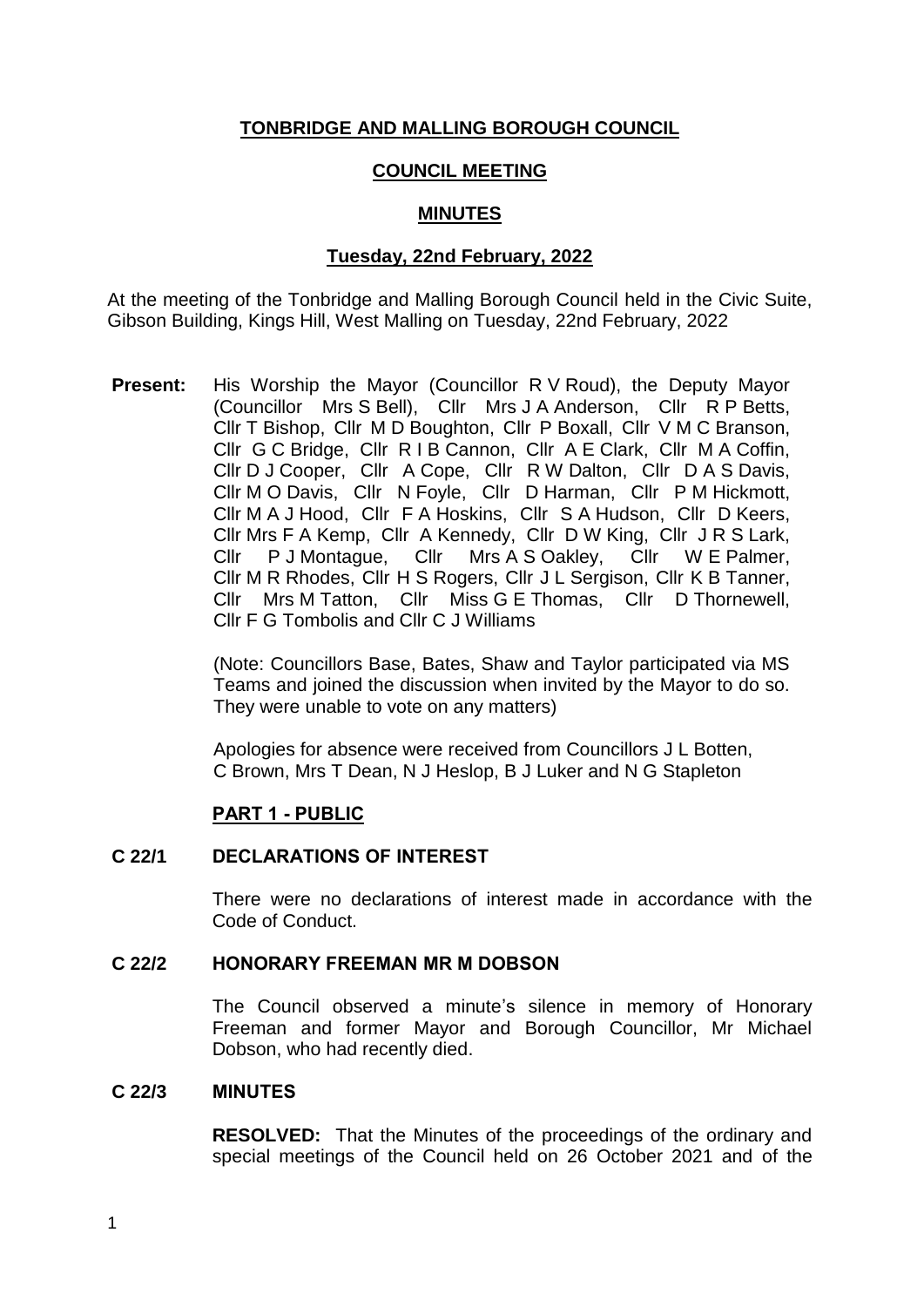# TONBRIDGE AND MALLING BOROUGH COUNCIL

## COUNCIL MEETING

## MINUTES

### Tuesday, 22nd February, 2022

At the meeting of the Tonbridge and Malling Borough Council held in the Civic Suite, Gibson Building, Kings Hill, West Malling on Tuesday, 22nd February, 2022

**Present:** His Worship the Mayor (Councillor R V Roud), the Deputy Mayor (Councillor Mrs S Bell), Cllr Mrs J A Anderson, Cllr R P Betts, Cllr T Bishop, Cllr M D Boughton, Cllr P Boxall, Cllr V M C Branson, Cllr G C Bridge, Cllr R I B Cannon, Cllr A E Clark, Cllr M A Coffin, Cllr D J Cooper, Cllr A Cope, Cllr R W Dalton, Cllr D A S Davis, Cllr M O Davis, Cllr N Foyle, Cllr D Harman, Cllr P M Hickmott, Cllr M A J Hood, Cllr F A Hoskins, Cllr S A Hudson, Cllr D Keers, Cllr Mrs F A Kemp, Cllr A Kennedy, Cllr D W King, Cllr J R S Lark, Cllr P J Montague, Cllr Mrs A S Oakley, Cllr W E Palmer, Cllr M R Rhodes, Cllr H S Rogers, Cllr J L Sergison, Cllr K B Tanner, Cllr Mrs M Tatton, Cllr Miss G E Thomas, Cllr D Thornewell, Cllr F G Tombolis and Cllr C J Williams

(Note: Councillors Base, Bates, Shaw and Taylor participated via MS Teams and joined the discussion when invited by the Mayor to do so. They were unable to vote on any matters)

Apologies for absence were received from Councillors J L Botten, C Brown, Mrs T Dean, N J Heslop, B J Luker and N G Stapleton

## PART 1 - PUBLIC

### C 22/1 DECLARATIONS OF INTEREST

There were no declarations of interest made in accordance with the Code of Conduct.

### C 22/2 HONORARY FREEMAN MR M DOBSON

The Council observed a minute's silence in memory of Honorary Freeman and former Mayor and Borough Councillor, Mr Michael Dobson, who had recently died.

### C 22/3 MINUTES

**RESOLVED:** That the Minutes of the proceedings of the ordinary and special meetings of the Council held on 26 October 2021 and of the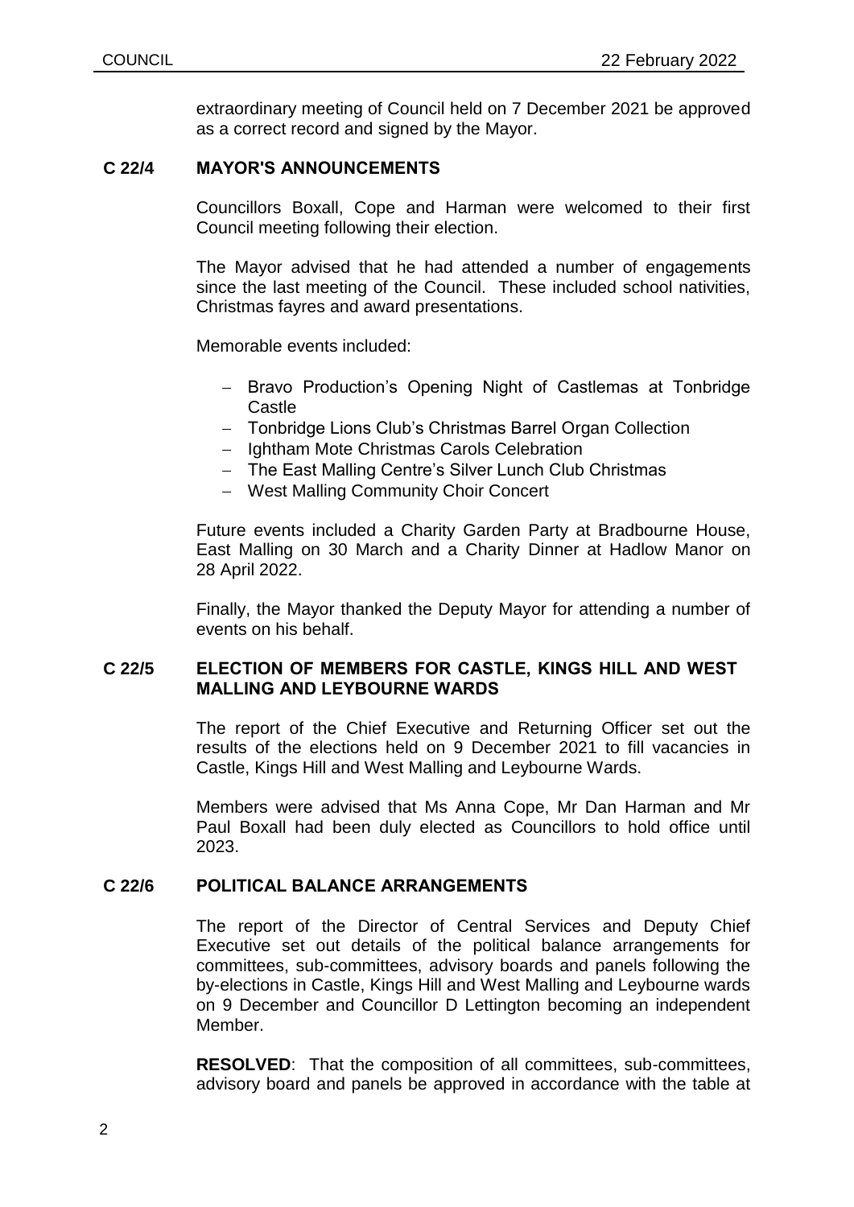extraordinary meeting of Council held on 7 December 2021 be approved as a correct record and signed by the Mayor.

## C 22/4 MAYOR'S ANNOUNCEMENTS

Councillors Boxall, Cope and Harman were welcomed to their first Council meeting following their election.

The Mayor advised that he had attended a number of engagements since the last meeting of the Council. These included school nativities, Christmas fayres and award presentations.

Memorable events included:

- Bravo Production's Opening Night of Castlemas at Tonbridge Castle
- Tonbridge Lions Club's Christmas Barrel Organ Collection
- Ightham Mote Christmas Carols Celebration
- The East Malling Centre's Silver Lunch Club Christmas
- West Malling Community Choir Concert

Future events included a Charity Garden Party at Bradbourne House, East Malling on 30 March and a Charity Dinner at Hadlow Manor on 28 April 2022.

Finally, the Mayor thanked the Deputy Mayor for attending a number of events on his behalf.

## C 22/5 ELECTION OF MEMBERS FOR CASTLE, KINGS HILL AND WEST MALLING AND LEYBOURNE WARDS

The report of the Chief Executive and Returning Officer set out the results of the elections held on 9 December 2021 to fill vacancies in Castle, Kings Hill and West Malling and Leybourne Wards.

Members were advised that Ms Anna Cope, Mr Dan Harman and Mr Paul Boxall had been duly elected as Councillors to hold office until 2023.

## C 22/6 POLITICAL BALANCE ARRANGEMENTS

The report of the Director of Central Services and Deputy Chief Executive set out details of the political balance arrangements for committees, sub-committees, advisory boards and panels following the by-elections in Castle, Kings Hill and West Malling and Leybourne wards on 9 December and Councillor D Lettington becoming an independent Member.

**RESOLVED**: That the composition of all committees, sub-committees, advisory board and panels be approved in accordance with the table at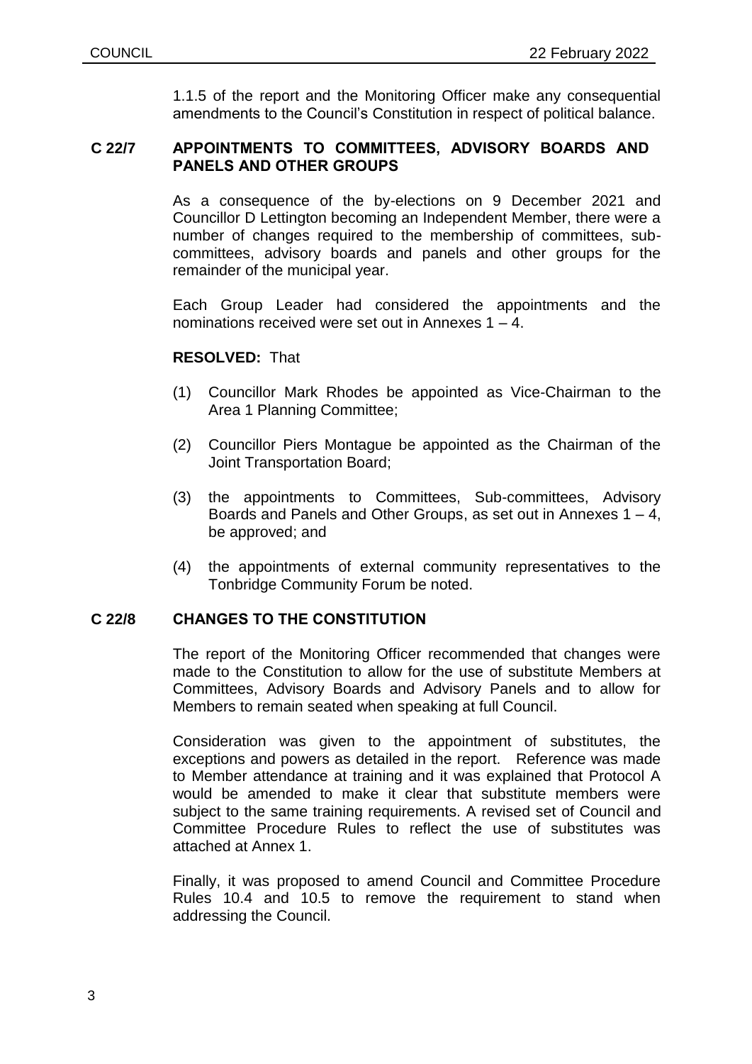1.1.5 of the report and the Monitoring Officer make any consequential amendments to the Council's Constitution in respect of political balance.

## C 22/7 APPOINTMENTS TO COMMITTEES, ADVISORY BOARDS AND PANELS AND OTHER GROUPS

As a consequence of the by-elections on 9 December 2021 and Councillor D Lettington becoming an Independent Member, there were a number of changes required to the membership of committees, sub-committees, advisory boards and panels and other groups for the remainder of the municipal year.

Each Group Leader had considered the appointments and the nominations received were set out in Annexes 1 – 4.

**RESOLVED:** That

(1) Councillor Mark Rhodes be appointed as Vice-Chairman to the Area 1 Planning Committee;

(2) Councillor Piers Montague be appointed as the Chairman of the Joint Transportation Board;

(3) the appointments to Committees, Sub-committees, Advisory Boards and Panels and Other Groups, as set out in Annexes 1 – 4, be approved; and

(4) the appointments of external community representatives to the Tonbridge Community Forum be noted.

## C 22/8 CHANGES TO THE CONSTITUTION

The report of the Monitoring Officer recommended that changes were made to the Constitution to allow for the use of substitute Members at Committees, Advisory Boards and Advisory Panels and to allow for Members to remain seated when speaking at full Council.

Consideration was given to the appointment of substitutes, the exceptions and powers as detailed in the report. Reference was made to Member attendance at training and it was explained that Protocol A would be amended to make it clear that substitute members were subject to the same training requirements. A revised set of Council and Committee Procedure Rules to reflect the use of substitutes was attached at Annex 1.

Finally, it was proposed to amend Council and Committee Procedure Rules 10.4 and 10.5 to remove the requirement to stand when addressing the Council.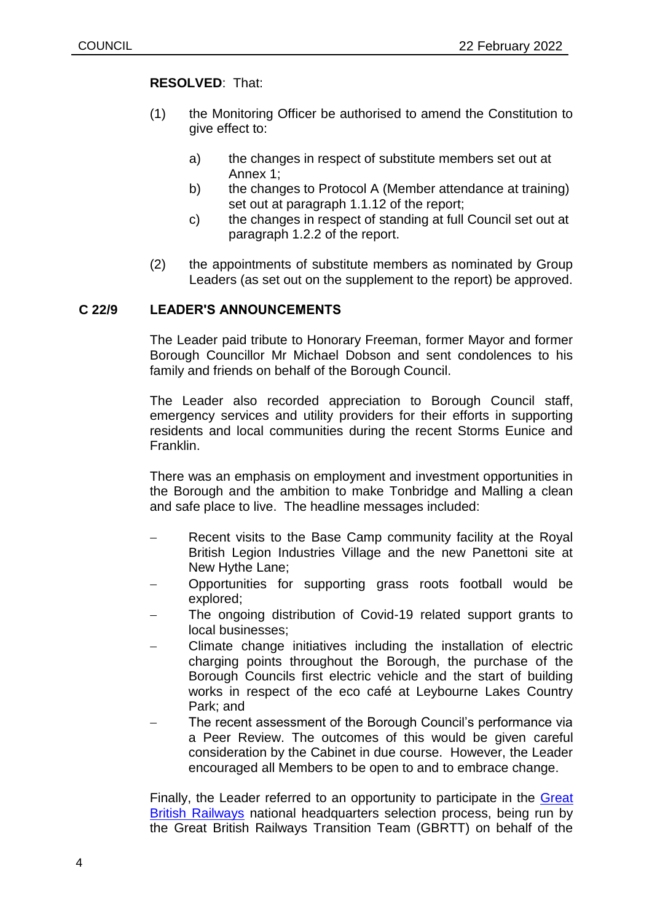**RESOLVED**: That:

(1) the Monitoring Officer be authorised to amend the Constitution to give effect to:

   a) the changes in respect of substitute members set out at Annex 1;
   b) the changes to Protocol A (Member attendance at training) set out at paragraph 1.1.12 of the report;
   c) the changes in respect of standing at full Council set out at paragraph 1.2.2 of the report.

(2) the appointments of substitute members as nominated by Group Leaders (as set out on the supplement to the report) be approved.

**C 22/9 LEADER'S ANNOUNCEMENTS**

The Leader paid tribute to Honorary Freeman, former Mayor and former Borough Councillor Mr Michael Dobson and sent condolences to his family and friends on behalf of the Borough Council.

The Leader also recorded appreciation to Borough Council staff, emergency services and utility providers for their efforts in supporting residents and local communities during the recent Storms Eunice and Franklin.

There was an emphasis on employment and investment opportunities in the Borough and the ambition to make Tonbridge and Malling a clean and safe place to live. The headline messages included:

- Recent visits to the Base Camp community facility at the Royal British Legion Industries Village and the new Panettoni site at New Hythe Lane;
- Opportunities for supporting grass roots football would be explored;
- The ongoing distribution of Covid-19 related support grants to local businesses;
- Climate change initiatives including the installation of electric charging points throughout the Borough, the purchase of the Borough Councils first electric vehicle and the start of building works in respect of the eco café at Leybourne Lakes Country Park; and
- The recent assessment of the Borough Council's performance via a Peer Review. The outcomes of this would be given careful consideration by the Cabinet in due course. However, the Leader encouraged all Members to be open to and to embrace change.

Finally, the Leader referred to an opportunity to participate in the Great British Railways national headquarters selection process, being run by the Great British Railways Transition Team (GBRTT) on behalf of the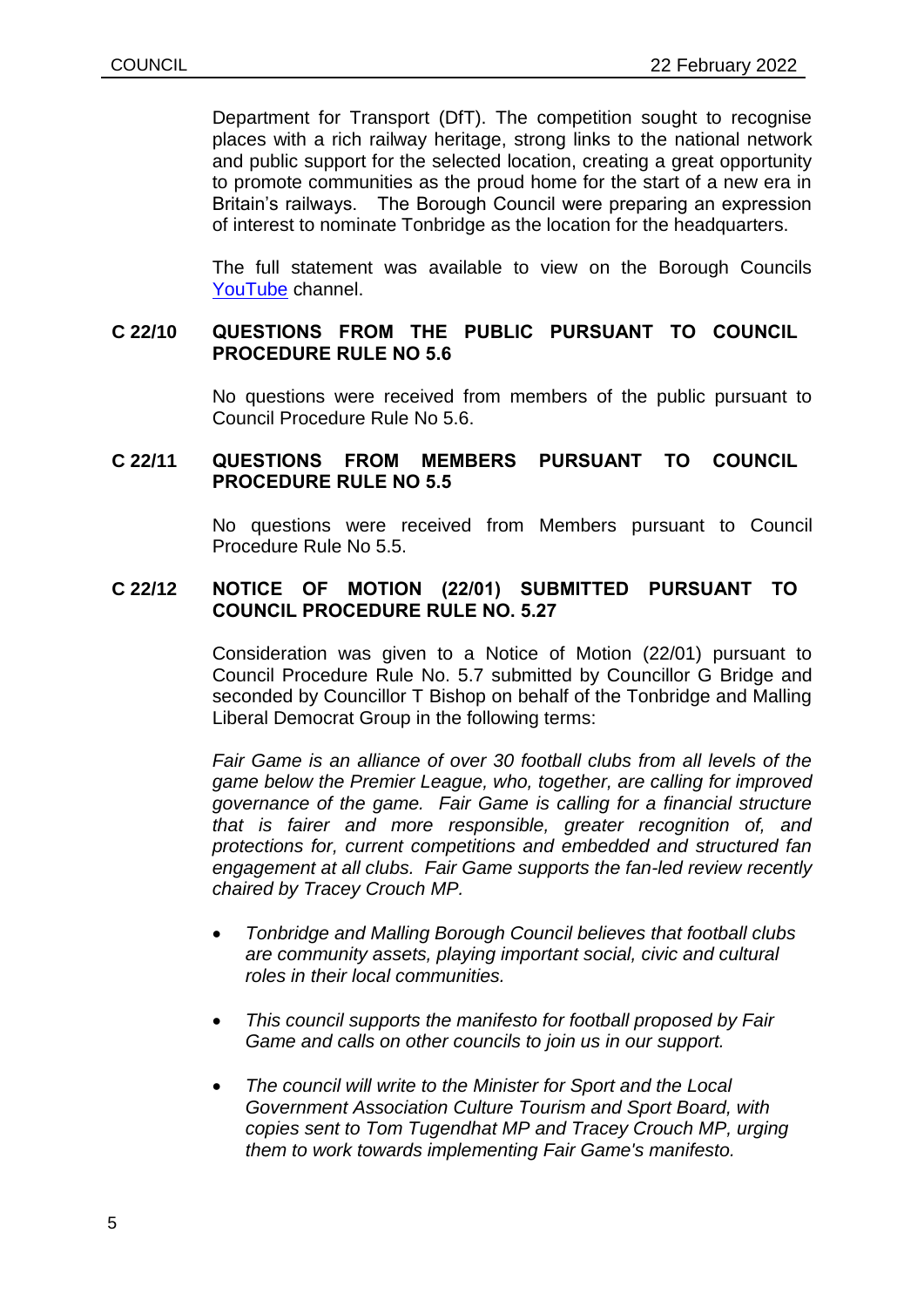Department for Transport (DfT). The competition sought to recognise places with a rich railway heritage, strong links to the national network and public support for the selected location, creating a great opportunity to promote communities as the proud home for the start of a new era in Britain's railways. The Borough Council were preparing an expression of interest to nominate Tonbridge as the location for the headquarters.

The full statement was available to view on the Borough Councils [YouTube](YouTube) channel.

## C 22/10 QUESTIONS FROM THE PUBLIC PURSUANT TO COUNCIL PROCEDURE RULE NO 5.6

No questions were received from members of the public pursuant to Council Procedure Rule No 5.6.

## C 22/11 QUESTIONS FROM MEMBERS PURSUANT TO COUNCIL PROCEDURE RULE NO 5.5

No questions were received from Members pursuant to Council Procedure Rule No 5.5.

## C 22/12 NOTICE OF MOTION (22/01) SUBMITTED PURSUANT TO COUNCIL PROCEDURE RULE NO. 5.27

Consideration was given to a Notice of Motion (22/01) pursuant to Council Procedure Rule No. 5.7 submitted by Councillor G Bridge and seconded by Councillor T Bishop on behalf of the Tonbridge and Malling Liberal Democrat Group in the following terms:

*Fair Game is an alliance of over 30 football clubs from all levels of the game below the Premier League, who, together, are calling for improved governance of the game. Fair Game is calling for a financial structure that is fairer and more responsible, greater recognition of, and protections for, current competitions and embedded and structured fan engagement at all clubs. Fair Game supports the fan-led review recently chaired by Tracey Crouch MP.*

- *Tonbridge and Malling Borough Council believes that football clubs are community assets, playing important social, civic and cultural roles in their local communities.*
- *This council supports the manifesto for football proposed by Fair Game and calls on other councils to join us in our support.*
- *The council will write to the Minister for Sport and the Local Government Association Culture Tourism and Sport Board, with copies sent to Tom Tugendhat MP and Tracey Crouch MP, urging them to work towards implementing Fair Game's manifesto.*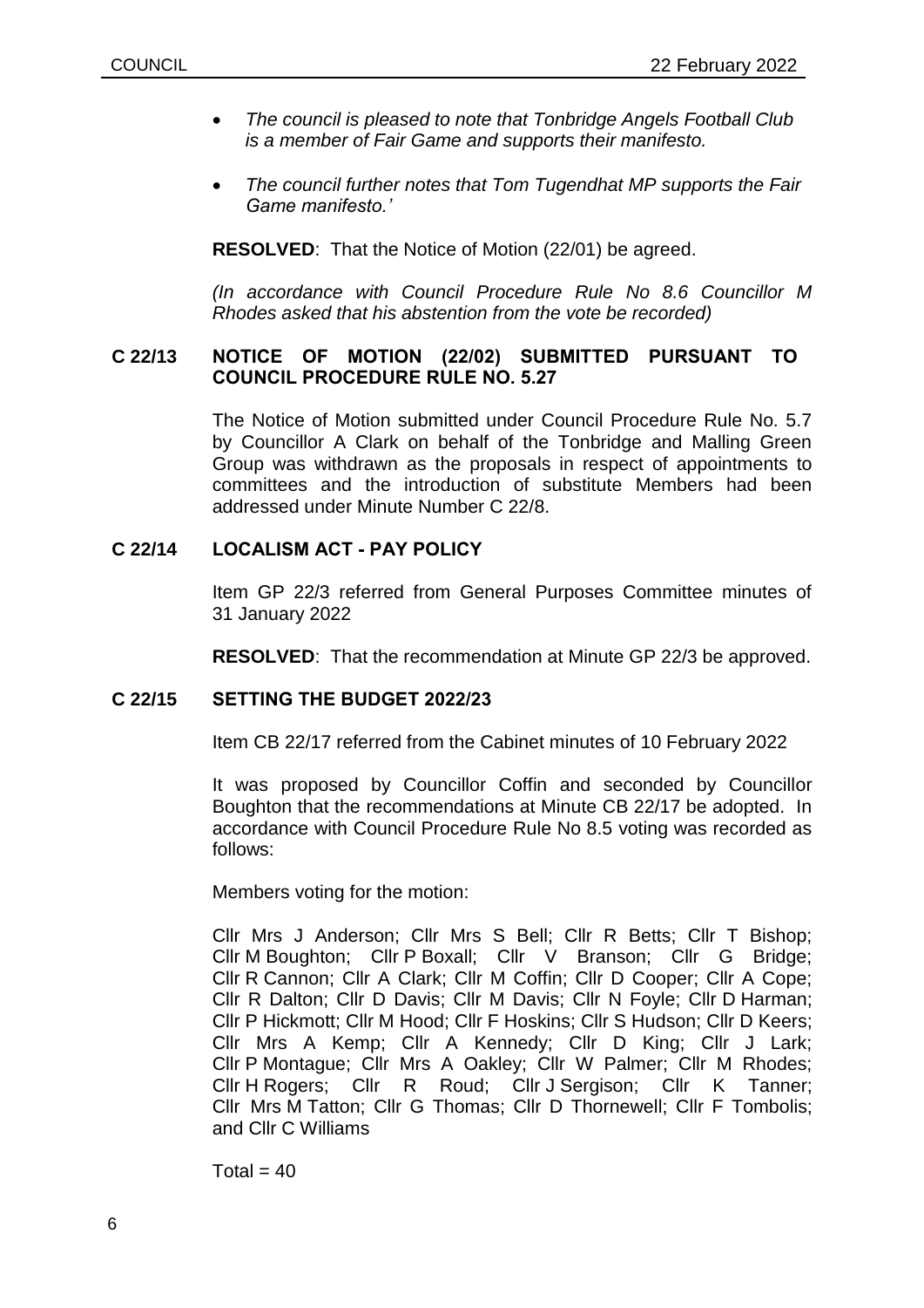- *The council is pleased to note that Tonbridge Angels Football Club is a member of Fair Game and supports their manifesto.*

- *The council further notes that Tom Tugendhat MP supports the Fair Game manifesto.'*

**RESOLVED**: That the Notice of Motion (22/01) be agreed.

*(In accordance with Council Procedure Rule No 8.6 Councillor M Rhodes asked that his abstention from the vote be recorded)*

## C 22/13 NOTICE OF MOTION (22/02) SUBMITTED PURSUANT TO COUNCIL PROCEDURE RULE NO. 5.27

The Notice of Motion submitted under Council Procedure Rule No. 5.7 by Councillor A Clark on behalf of the Tonbridge and Malling Green Group was withdrawn as the proposals in respect of appointments to committees and the introduction of substitute Members had been addressed under Minute Number C 22/8.

## C 22/14 LOCALISM ACT - PAY POLICY

Item GP 22/3 referred from General Purposes Committee minutes of 31 January 2022

**RESOLVED**: That the recommendation at Minute GP 22/3 be approved.

## C 22/15 SETTING THE BUDGET 2022/23

Item CB 22/17 referred from the Cabinet minutes of 10 February 2022

It was proposed by Councillor Coffin and seconded by Councillor Boughton that the recommendations at Minute CB 22/17 be adopted. In accordance with Council Procedure Rule No 8.5 voting was recorded as follows:

Members voting for the motion:

Cllr Mrs J Anderson; Cllr Mrs S Bell; Cllr R Betts; Cllr T Bishop; Cllr M Boughton; Cllr P Boxall; Cllr V Branson; Cllr G Bridge; Cllr R Cannon; Cllr A Clark; Cllr M Coffin; Cllr D Cooper; Cllr A Cope; Cllr R Dalton; Cllr D Davis; Cllr M Davis; Cllr N Foyle; Cllr D Harman; Cllr P Hickmott; Cllr M Hood; Cllr F Hoskins; Cllr S Hudson; Cllr D Keers; Cllr Mrs A Kemp; Cllr A Kennedy; Cllr D King; Cllr J Lark; Cllr P Montague; Cllr Mrs A Oakley; Cllr W Palmer; Cllr M Rhodes; Cllr H Rogers; Cllr R Roud; Cllr J Sergison; Cllr K Tanner; Cllr Mrs M Tatton; Cllr G Thomas; Cllr D Thornewell; Cllr F Tombolis; and Cllr C Williams

Total = 40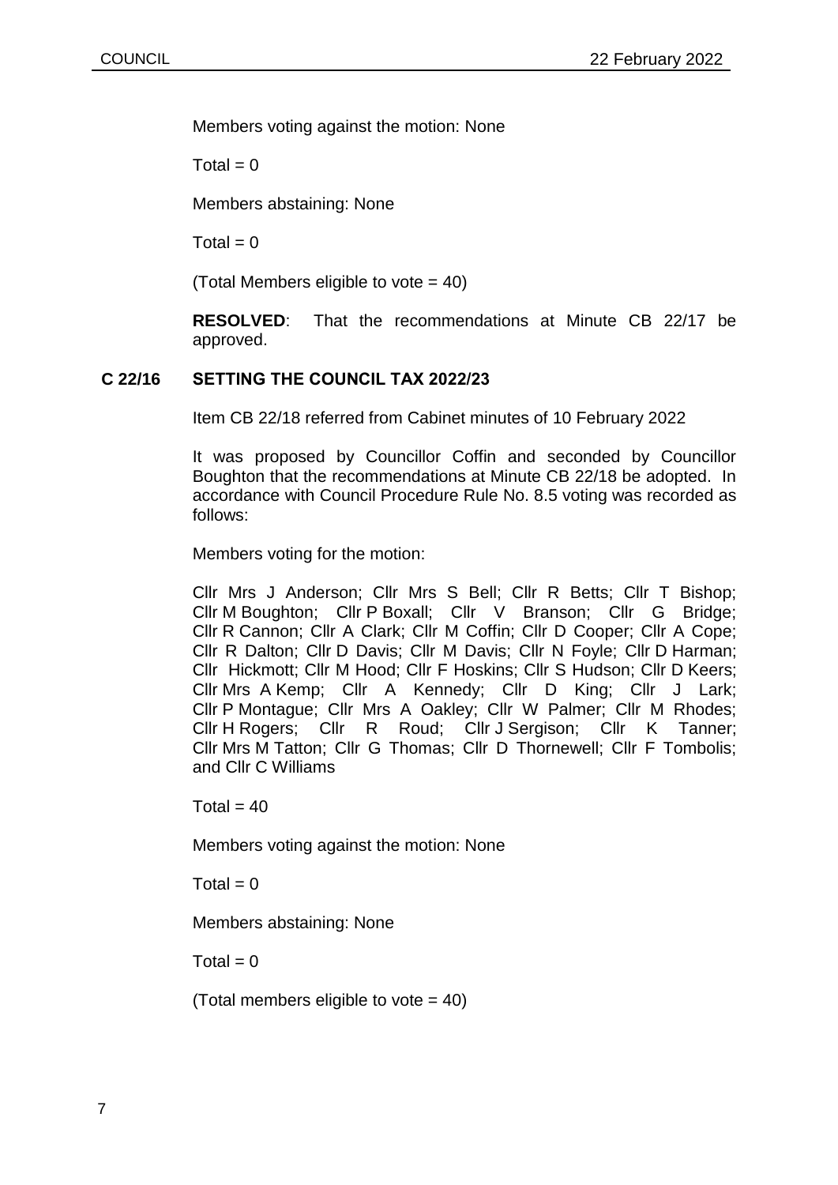Members voting against the motion: None

Total = 0

Members abstaining: None

Total = 0

(Total Members eligible to vote = 40)

**RESOLVED**: That the recommendations at Minute CB 22/17 be approved.

### C 22/16 SETTING THE COUNCIL TAX 2022/23

Item CB 22/18 referred from Cabinet minutes of 10 February 2022

It was proposed by Councillor Coffin and seconded by Councillor Boughton that the recommendations at Minute CB 22/18 be adopted. In accordance with Council Procedure Rule No. 8.5 voting was recorded as follows:

Members voting for the motion:

Cllr Mrs J Anderson; Cllr Mrs S Bell; Cllr R Betts; Cllr T Bishop; Cllr M Boughton; Cllr P Boxall; Cllr V Branson; Cllr G Bridge; Cllr R Cannon; Cllr A Clark; Cllr M Coffin; Cllr D Cooper; Cllr A Cope; Cllr R Dalton; Cllr D Davis; Cllr M Davis; Cllr N Foyle; Cllr D Harman; Cllr Hickmott; Cllr M Hood; Cllr F Hoskins; Cllr S Hudson; Cllr D Keers; Cllr Mrs A Kemp; Cllr A Kennedy; Cllr D King; Cllr J Lark; Cllr P Montague; Cllr Mrs A Oakley; Cllr W Palmer; Cllr M Rhodes; Cllr H Rogers; Cllr R Roud; Cllr J Sergison; Cllr K Tanner; Cllr Mrs M Tatton; Cllr G Thomas; Cllr D Thornewell; Cllr F Tombolis; and Cllr C Williams

Total = 40

Members voting against the motion: None

Total = 0

Members abstaining: None

Total = 0

(Total members eligible to vote = 40)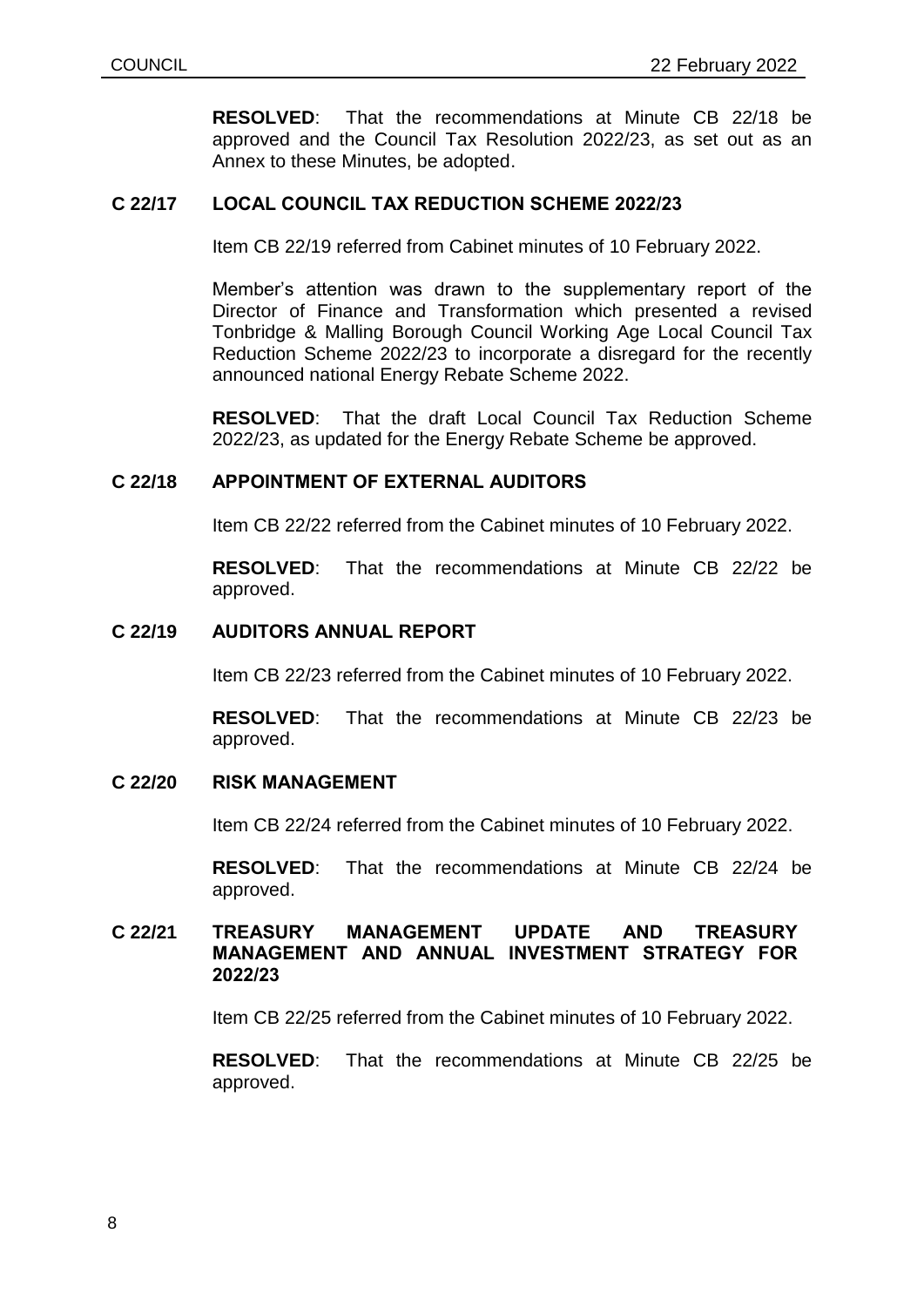**RESOLVED**: That the recommendations at Minute CB 22/18 be approved and the Council Tax Resolution 2022/23, as set out as an Annex to these Minutes, be adopted.

### C 22/17 LOCAL COUNCIL TAX REDUCTION SCHEME 2022/23

Item CB 22/19 referred from Cabinet minutes of 10 February 2022.

Member's attention was drawn to the supplementary report of the Director of Finance and Transformation which presented a revised Tonbridge & Malling Borough Council Working Age Local Council Tax Reduction Scheme 2022/23 to incorporate a disregard for the recently announced national Energy Rebate Scheme 2022.

**RESOLVED**: That the draft Local Council Tax Reduction Scheme 2022/23, as updated for the Energy Rebate Scheme be approved.

### C 22/18 APPOINTMENT OF EXTERNAL AUDITORS

Item CB 22/22 referred from the Cabinet minutes of 10 February 2022.

**RESOLVED**: That the recommendations at Minute CB 22/22 be approved.

### C 22/19 AUDITORS ANNUAL REPORT

Item CB 22/23 referred from the Cabinet minutes of 10 February 2022.

**RESOLVED**: That the recommendations at Minute CB 22/23 be approved.

### C 22/20 RISK MANAGEMENT

Item CB 22/24 referred from the Cabinet minutes of 10 February 2022.

**RESOLVED**: That the recommendations at Minute CB 22/24 be approved.

### C 22/21 TREASURY MANAGEMENT UPDATE AND TREASURY MANAGEMENT AND ANNUAL INVESTMENT STRATEGY FOR 2022/23

Item CB 22/25 referred from the Cabinet minutes of 10 February 2022.

**RESOLVED**: That the recommendations at Minute CB 22/25 be approved.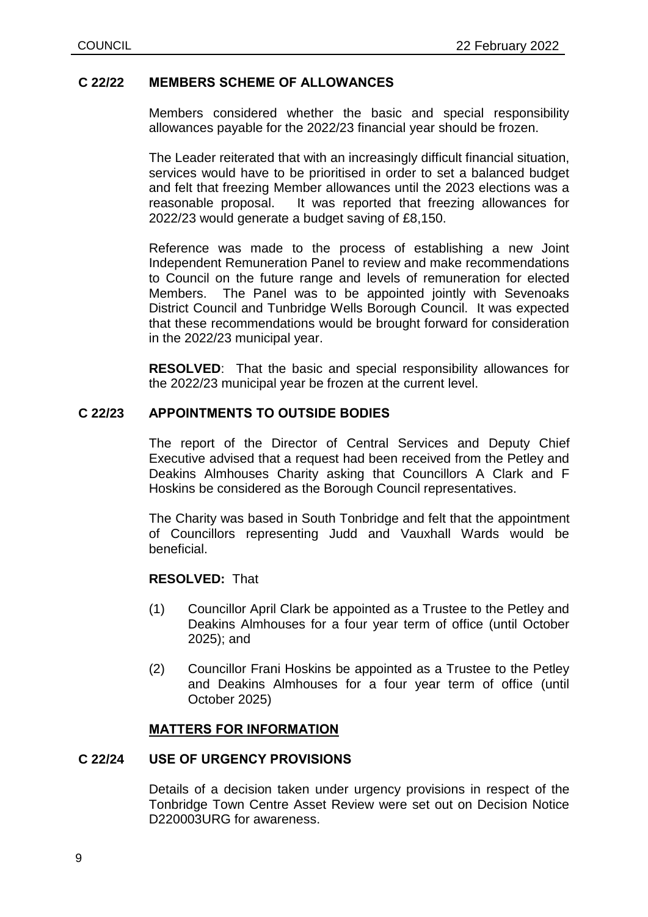### C 22/22 MEMBERS SCHEME OF ALLOWANCES

Members considered whether the basic and special responsibility allowances payable for the 2022/23 financial year should be frozen.

The Leader reiterated that with an increasingly difficult financial situation, services would have to be prioritised in order to set a balanced budget and felt that freezing Member allowances until the 2023 elections was a reasonable proposal. It was reported that freezing allowances for 2022/23 would generate a budget saving of £8,150.

Reference was made to the process of establishing a new Joint Independent Remuneration Panel to review and make recommendations to Council on the future range and levels of remuneration for elected Members. The Panel was to be appointed jointly with Sevenoaks District Council and Tunbridge Wells Borough Council. It was expected that these recommendations would be brought forward for consideration in the 2022/23 municipal year.

**RESOLVED**: That the basic and special responsibility allowances for the 2022/23 municipal year be frozen at the current level.

### C 22/23 APPOINTMENTS TO OUTSIDE BODIES

The report of the Director of Central Services and Deputy Chief Executive advised that a request had been received from the Petley and Deakins Almhouses Charity asking that Councillors A Clark and F Hoskins be considered as the Borough Council representatives.

The Charity was based in South Tonbridge and felt that the appointment of Councillors representing Judd and Vauxhall Wards would be beneficial.

**RESOLVED:** That

(1) Councillor April Clark be appointed as a Trustee to the Petley and Deakins Almhouses for a four year term of office (until October 2025); and

(2) Councillor Frani Hoskins be appointed as a Trustee to the Petley and Deakins Almhouses for a four year term of office (until October 2025)

## MATTERS FOR INFORMATION

### C 22/24 USE OF URGENCY PROVISIONS

Details of a decision taken under urgency provisions in respect of the Tonbridge Town Centre Asset Review were set out on Decision Notice D220003URG for awareness.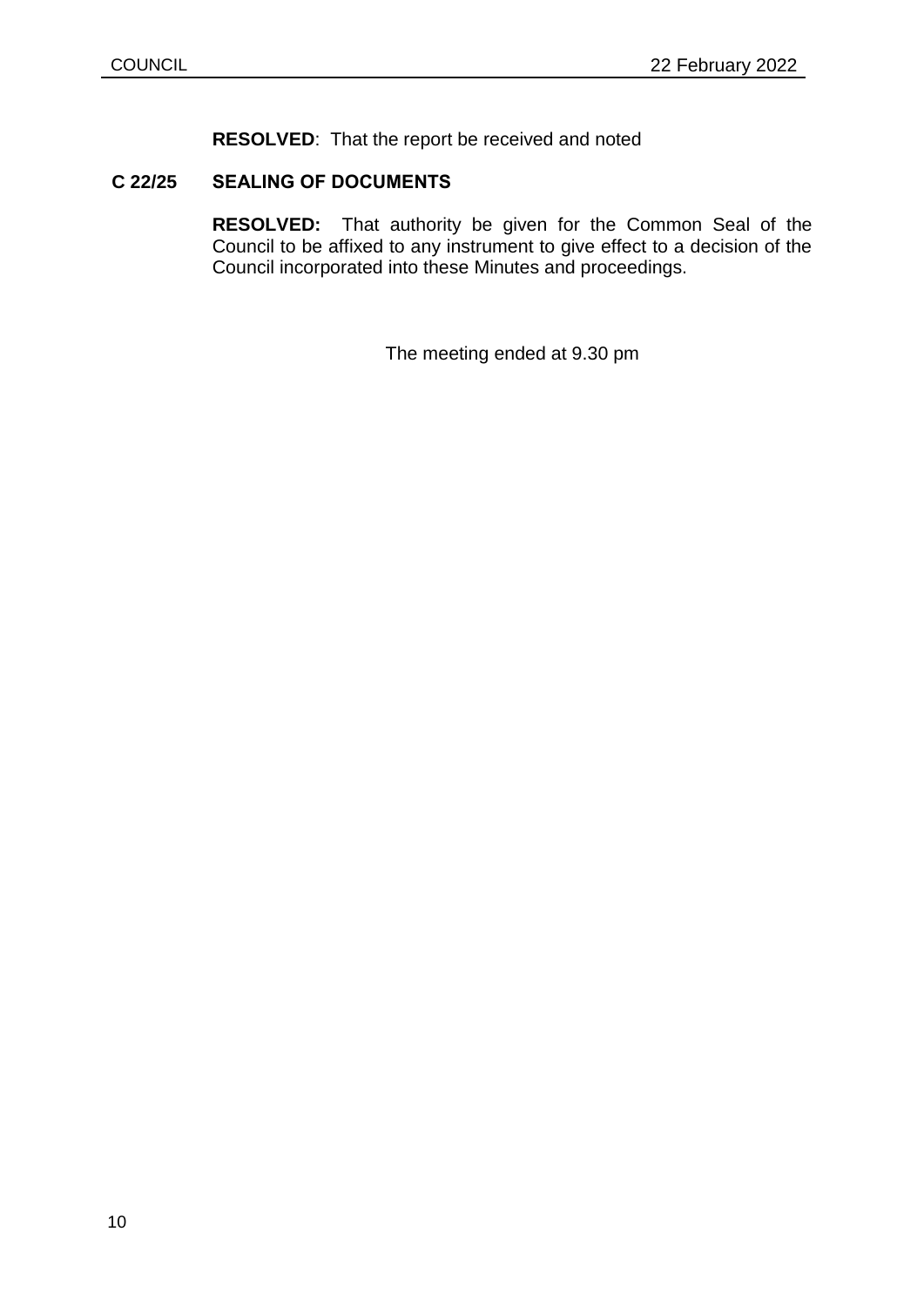**RESOLVED**: That the report be received and noted

## C 22/25 SEALING OF DOCUMENTS

**RESOLVED:** That authority be given for the Common Seal of the Council to be affixed to any instrument to give effect to a decision of the Council incorporated into these Minutes and proceedings.

The meeting ended at 9.30 pm